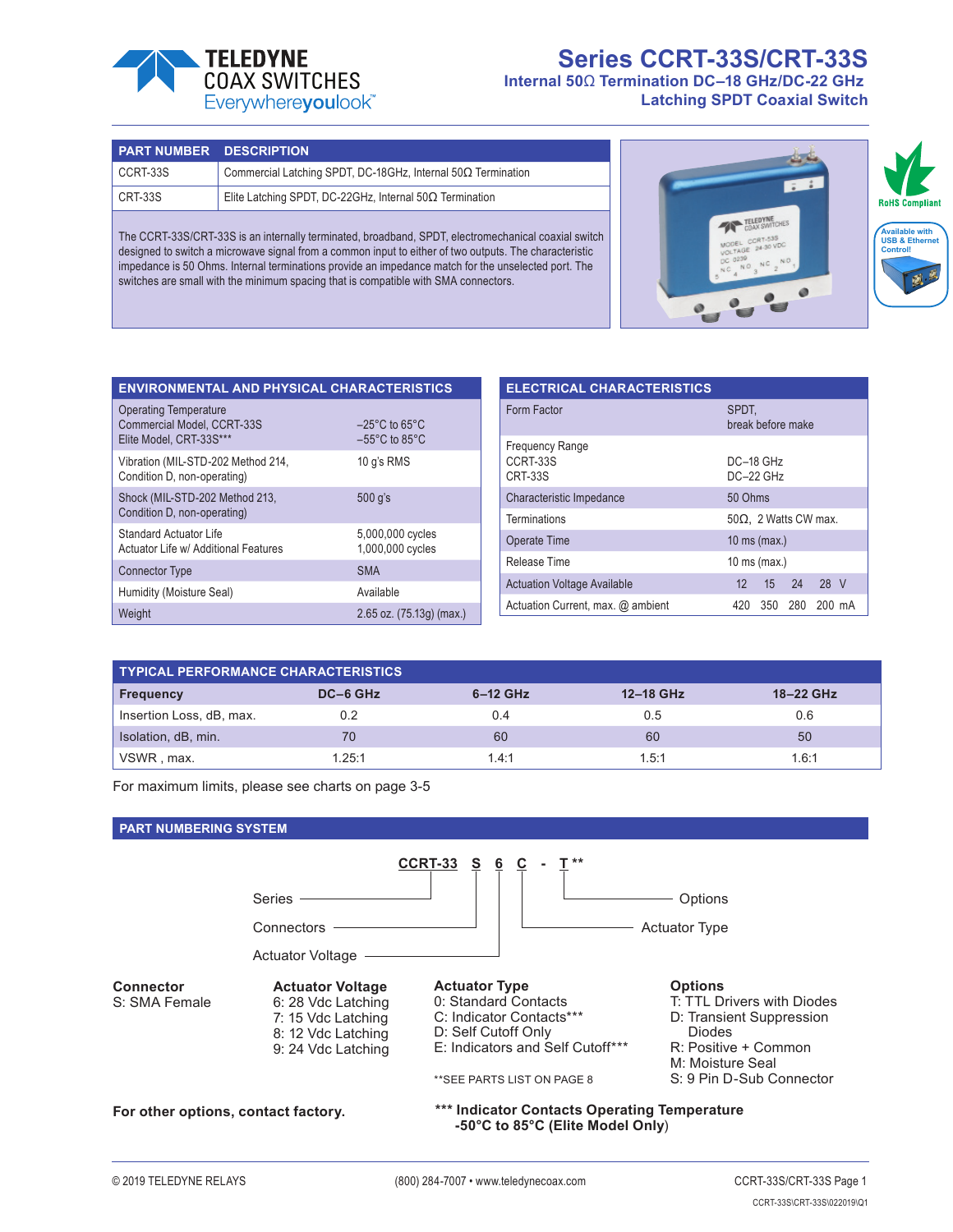# Series CCRT-33S/CRT-33S

## Internal 50Ω Termination DC–18 GHz/DC-22 GHz
## Latching SPDT Coaxial Switch

TELEDYNE COAX SWITCHES Everywhereyoulook™

| PART NUMBER | DESCRIPTION |
|---|---|
| CCRT-33S | Commercial Latching SPDT, DC-18GHz, Internal 50Ω Termination |
| CRT-33S | Elite Latching SPDT, DC-22GHz, Internal 50Ω Termination |

The CCRT-33S/CRT-33S is an internally terminated, broadband, SPDT, electromechanical coaxial switch designed to switch a microwave signal from a common input to either of two outputs. The characteristic impedance is 50 Ohms. Internal terminations provide an impedance match for the unselected port. The switches are small with the minimum spacing that is compatible with SMA connectors.

RoHS Compliant

Available with USB & Ethernet Control!

| ENVIRONMENTAL AND PHYSICAL CHARACTERISTICS | |
|---|---|
| Operating Temperature<br>Commercial Model, CCRT-33S<br>Elite Model, CRT-33S*** | <br>–25°C to 65°C<br>–55°C to 85°C |
| Vibration (MIL-STD-202 Method 214, Condition D, non-operating) | 10 g's RMS |
| Shock (MIL-STD-202 Method 213, Condition D, non-operating) | 500 g's |
| Standard Actuator Life<br>Actuator Life w/ Additional Features | 5,000,000 cycles<br>1,000,000 cycles |
| Connector Type | SMA |
| Humidity (Moisture Seal) | Available |
| Weight | 2.65 oz. (75.13g) (max.) |

| ELECTRICAL CHARACTERISTICS | |
|---|---|
| Form Factor | SPDT,<br>break before make |
| Frequency Range<br>CCRT-33S<br>CRT-33S | <br>DC–18 GHz<br>DC–22 GHz |
| Characteristic Impedance | 50 Ohms |
| Terminations | 50Ω, 2 Watts CW max. |
| Operate Time | 10 ms (max.) |
| Release Time | 10 ms (max.) |
| Actuation Voltage Available | 12 15 24 28 V |
| Actuation Current, max. @ ambient | 420 350 280 200 mA |

| TYPICAL PERFORMANCE CHARACTERISTICS | | | | |
|---|---|---|---|---|
| **Frequency** | **DC–6 GHz** | **6–12 GHz** | **12–18 GHz** | **18–22 GHz** |
| Insertion Loss, dB, max. | 0.2 | 0.4 | 0.5 | 0.6 |
| Isolation, dB, min. | 70 | 60 | 60 | 50 |
| VSWR , max. | 1.25:1 | 1.4:1 | 1.5:1 | 1.6:1 |

For maximum limits, please see charts on page 3-5

## PART NUMBERING SYSTEM

**CCRT-33 S 6 C - T****

- Series: CCRT-33
- Connectors: S
- Actuator Voltage: 6
- Actuator Type: C
- Options: T**

**Connector**
S: SMA Female

**Actuator Voltage**
6: 28 Vdc Latching
7: 15 Vdc Latching
8: 12 Vdc Latching
9: 24 Vdc Latching

**Actuator Type**
0: Standard Contacts
C: Indicator Contacts***
D: Self Cutoff Only
E: Indicators and Self Cutoff***

**SEE PARTS LIST ON PAGE 8

**Options**
T: TTL Drivers with Diodes
D: Transient Suppression Diodes
R: Positive + Common
M: Moisture Seal
S: 9 Pin D-Sub Connector

**For other options, contact factory.**

***** Indicator Contacts Operating Temperature -50°C to 85°C (Elite Model Only)**)

© 2019 TELEDYNE RELAYS (800) 284-7007 • www.teledynecoax.com

CCRT-33S\CRT-33S\022019\Q1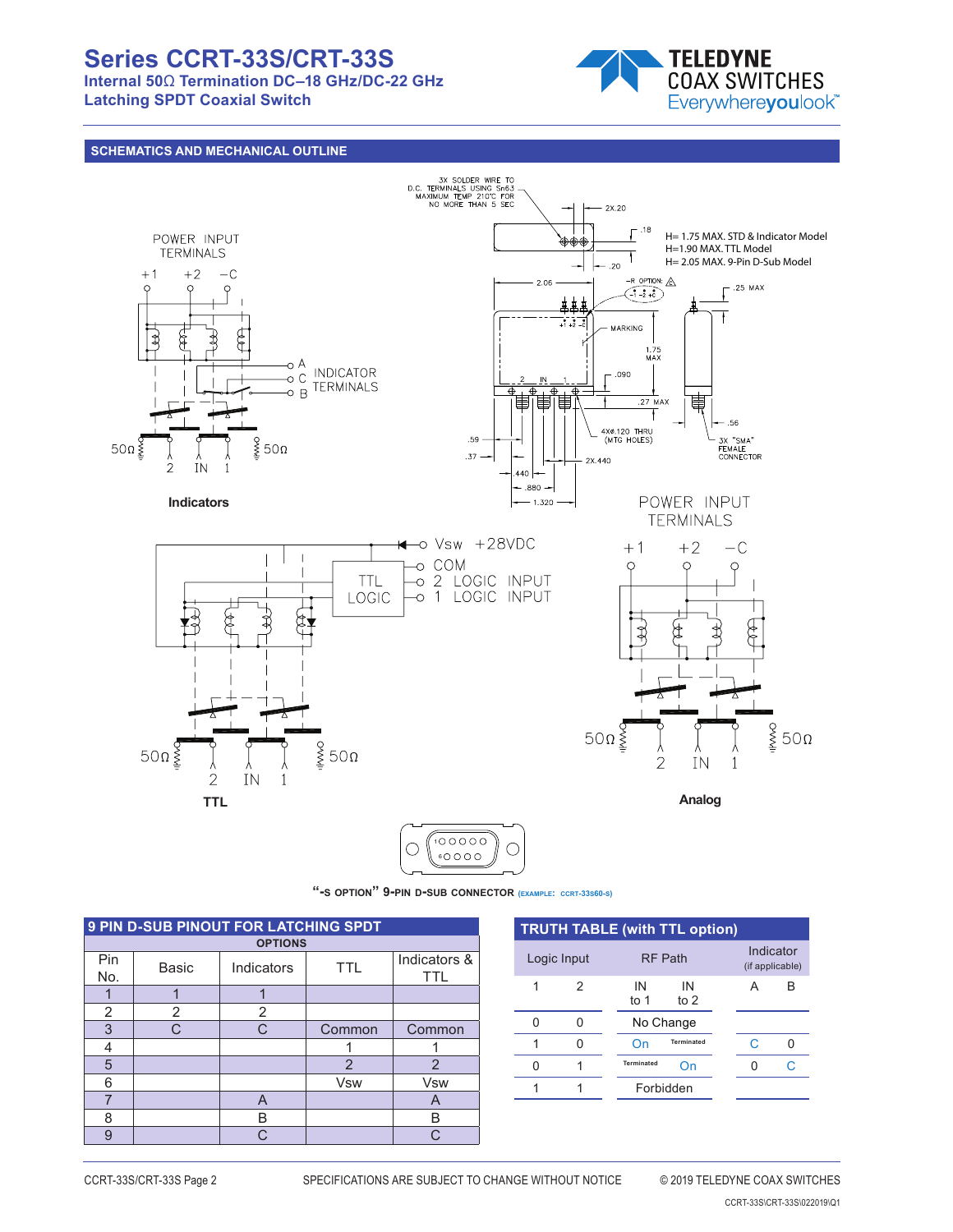# Series CCRT-33S/CRT-33S

**Internal 50Ω Termination DC–18 GHz/DC-22 GHz**
**Latching SPDT Coaxial Switch**

## SCHEMATICS AND MECHANICAL OUTLINE

3X SOLDER WIRE TO D.C. TERMINALS USING Sn63 MAXIMUM TEMP 210°C FOR NO MORE THAN 5 SEC

H= 1.75 MAX. STD & Indicator Model
H=1.90 MAX. TTL Model
H= 2.05 MAX. 9-Pin D-Sub Model

POWER INPUT TERMINALS

+1 +2 −C

A C B INDICATOR TERMINALS

50Ω 2 IN 1 50Ω

**Indicators**

2X.20, .18, .20, 2.06, -R OPTION, .25 MAX, MARKING, 1.75 MAX, .090, .27 MAX, .56, 4X⌀.120 THRU (MTG HOLES), 3X "SMA" FEMALE CONNECTOR, .59, .37, 2X.440, .440, .880, 1.320

Vsw +28VDC
COM
2 LOGIC INPUT
1 LOGIC INPUT
TTL LOGIC

50Ω 2 IN 1 50Ω

**TTL**

POWER INPUT TERMINALS

+1 +2 −C

50Ω 2 IN 1 50Ω

**Analog**

**"-S OPTION" 9-PIN D-SUB CONNECTOR** (EXAMPLE: CCRT-33S60-S)

### 9 PIN D-SUB PINOUT FOR LATCHING SPDT

| Pin No. | Basic | Indicators | TTL | Indicators & TTL |
|---|---|---|---|---|
| | OPTIONS | | | |
| 1 | 1 | 1 | | |
| 2 | 2 | 2 | | |
| 3 | C | C | Common | Common |
| 4 | | | 1 | 1 |
| 5 | | | 2 | 2 |
| 6 | | | Vsw | Vsw |
| 7 | | A | | A |
| 8 | | B | | B |
| 9 | | C | | C |

### TRUTH TABLE (with TTL option)

| Logic Input 1 | Logic Input 2 | RF Path IN to 1 | RF Path IN to 2 | Indicator (if applicable) A | Indicator (if applicable) B |
|---|---|---|---|---|---|
| 0 | 0 | No Change | | | |
| 1 | 0 | On | Terminated | C | 0 |
| 0 | 1 | Terminated | On | 0 | C |
| 1 | 1 | Forbidden | | | |

CCRT-33S\CRT-33S\022019\Q1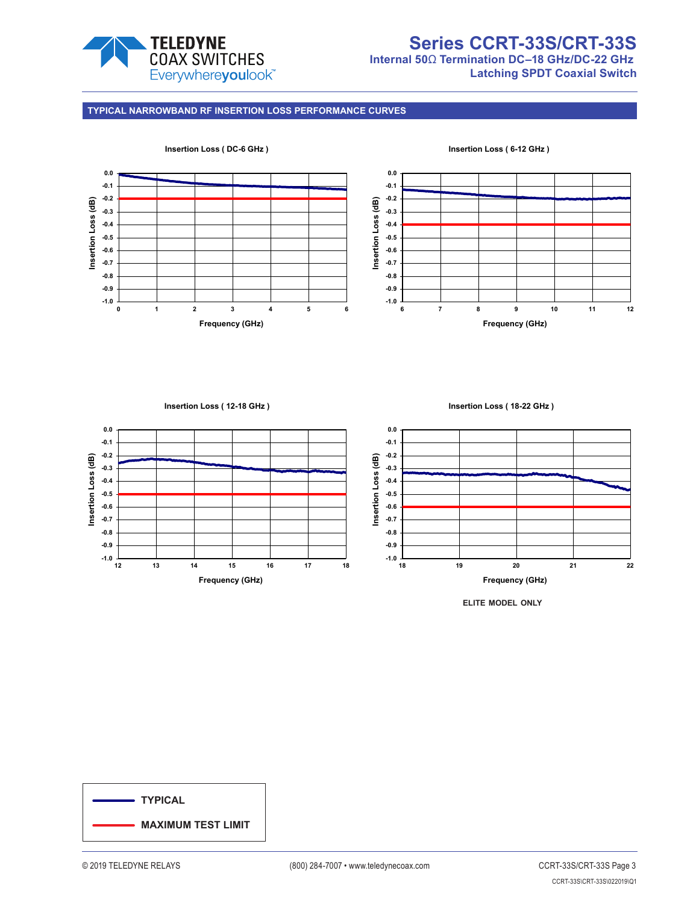## TYPICAL NARROWBAND RF INSERTION LOSS PERFORMANCE CURVES

**Insertion Loss ( DC-6 GHz )**

Insertion Loss (dB): 0.0, -0.1, -0.2, -0.3, -0.4, -0.5, -0.6, -0.7, -0.8, -0.9, -1.0

Frequency (GHz): 0, 1, 2, 3, 4, 5, 6

**Insertion Loss ( 6-12 GHz )**

Insertion Loss (dB): 0.0, -0.1, -0.2, -0.3, -0.4, -0.5, -0.6, -0.7, -0.8, -0.9, -1.0

Frequency (GHz): 6, 7, 8, 9, 10, 11, 12

**Insertion Loss ( 12-18 GHz )**

Insertion Loss (dB): 0.0, -0.1, -0.2, -0.3, -0.4, -0.5, -0.6, -0.7, -0.8, -0.9, -1.0

Frequency (GHz): 12, 13, 14, 15, 16, 17, 18

**Insertion Loss ( 18-22 GHz )**

Insertion Loss (dB): 0.0, -0.1, -0.2, -0.3, -0.4, -0.5, -0.6, -0.7, -0.8, -0.9, -1.0

Frequency (GHz): 18, 19, 20, 21, 22

ELITE MODEL ONLY

**TYPICAL**

**MAXIMUM TEST LIMIT**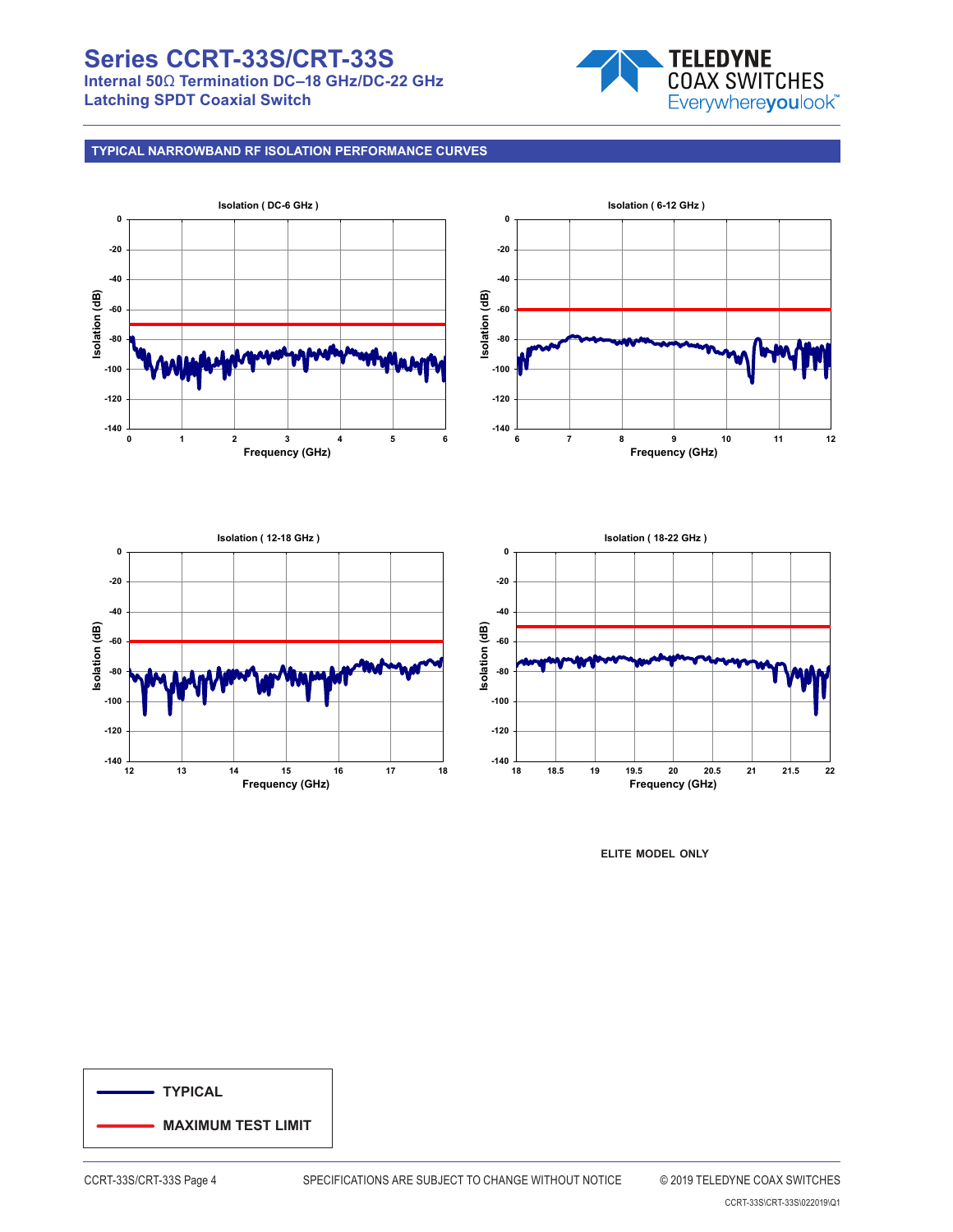## TYPICAL NARROWBAND RF ISOLATION PERFORMANCE CURVES

Isolation ( DC-6 GHz )

Isolation ( 6-12 GHz )

Isolation ( 12-18 GHz )

Isolation ( 18-22 GHz )

ELITE MODEL ONLY

- TYPICAL
- MAXIMUM TEST LIMIT

CCRT-33S\CRT-33S\022019\Q1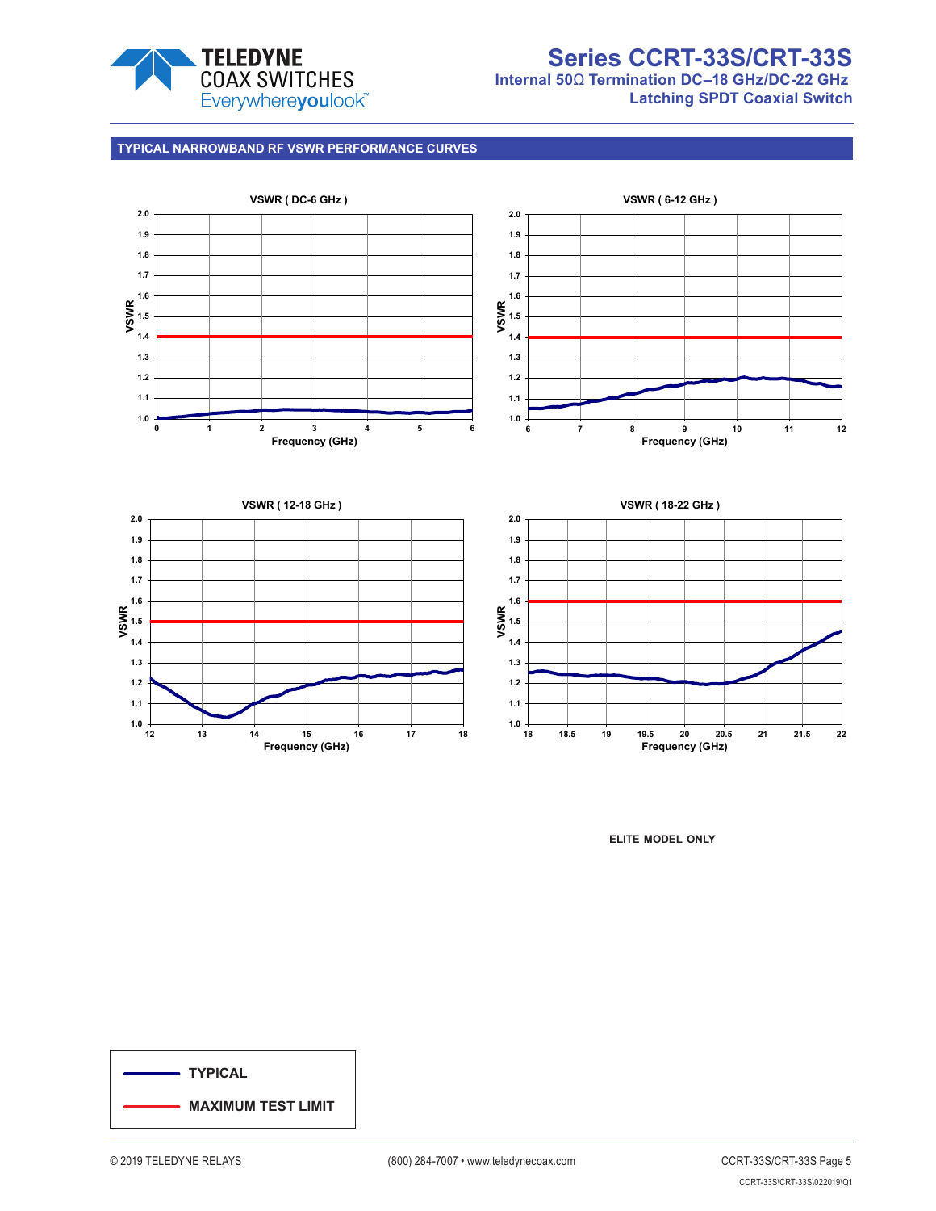## TYPICAL NARROWBAND RF VSWR PERFORMANCE CURVES

**VSWR ( DC-6 GHz )**

**VSWR ( 6-12 GHz )**

**VSWR ( 12-18 GHz )**

**VSWR ( 18-22 GHz )**

**ELITE MODEL ONLY**

**TYPICAL**

**MAXIMUM TEST LIMIT**

© 2019 TELEDYNE RELAYS

(800) 284-7007 • www.teledynecoax.com

CCRT-33S\CRT-33S\022019\Q1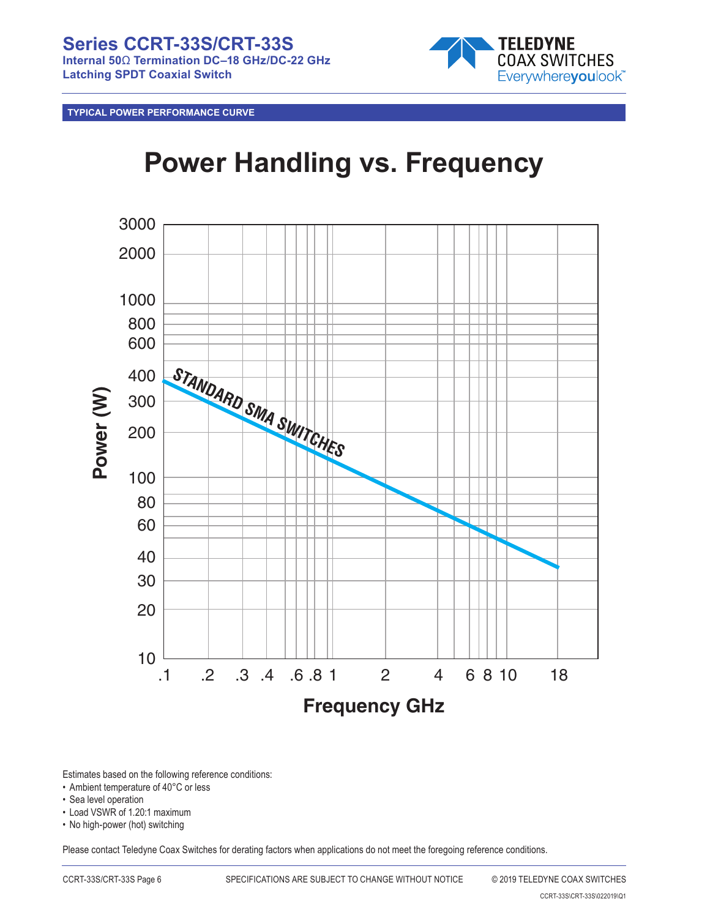## TYPICAL POWER PERFORMANCE CURVE

# Power Handling vs. Frequency

Power (W)

3000
2000
1000
800
600
400
300
200
100
80
60
40
30
20
10

STANDARD SMA SWITCHES

.1 .2 .3 .4 .6 .8 1 2 4 6 8 10 18

Frequency GHz

Estimates based on the following reference conditions:

- Ambient temperature of 40°C or less
- Sea level operation
- Load VSWR of 1.20:1 maximum
- No high-power (hot) switching

Please contact Teledyne Coax Switches for derating factors when applications do not meet the foregoing reference conditions.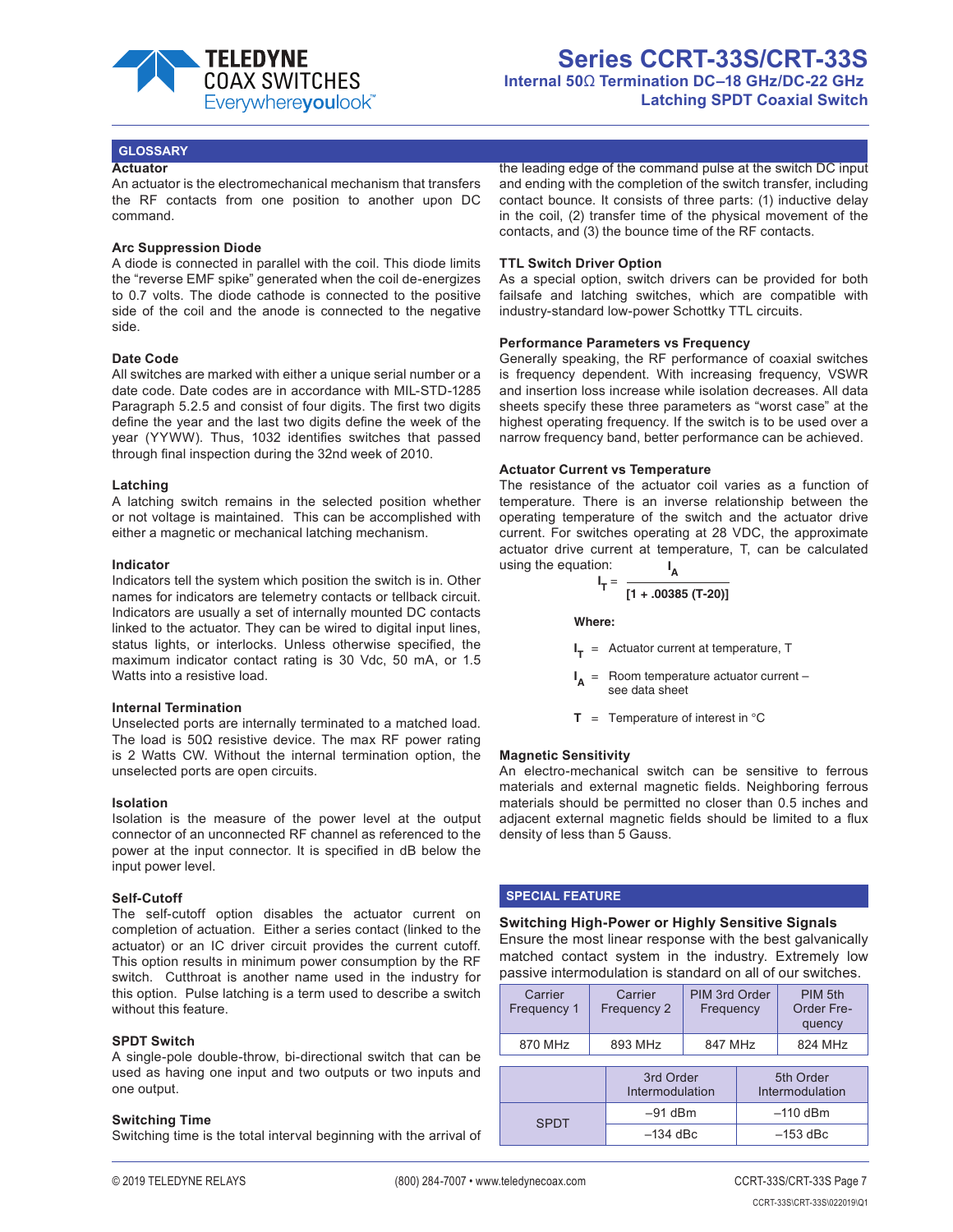## GLOSSARY

### Actuator

An actuator is the electromechanical mechanism that transfers the RF contacts from one position to another upon DC command.

### Arc Suppression Diode

A diode is connected in parallel with the coil. This diode limits the "reverse EMF spike" generated when the coil de-energizes to 0.7 volts. The diode cathode is connected to the positive side of the coil and the anode is connected to the negative side.

### Date Code

All switches are marked with either a unique serial number or a date code. Date codes are in accordance with MIL-STD-1285 Paragraph 5.2.5 and consist of four digits. The first two digits define the year and the last two digits define the week of the year (YYWW). Thus, 1032 identifies switches that passed through final inspection during the 32nd week of 2010.

### Latching

A latching switch remains in the selected position whether or not voltage is maintained. This can be accomplished with either a magnetic or mechanical latching mechanism.

### Indicator

Indicators tell the system which position the switch is in. Other names for indicators are telemetry contacts or tellback circuit. Indicators are usually a set of internally mounted DC contacts linked to the actuator. They can be wired to digital input lines, status lights, or interlocks. Unless otherwise specified, the maximum indicator contact rating is 30 Vdc, 50 mA, or 1.5 Watts into a resistive load.

### Internal Termination

Unselected ports are internally terminated to a matched load. The load is 50Ω resistive device. The max RF power rating is 2 Watts CW. Without the internal termination option, the unselected ports are open circuits.

### Isolation

Isolation is the measure of the power level at the output connector of an unconnected RF channel as referenced to the power at the input connector. It is specified in dB below the input power level.

### Self-Cutoff

The self-cutoff option disables the actuator current on completion of actuation. Either a series contact (linked to the actuator) or an IC driver circuit provides the current cutoff. This option results in minimum power consumption by the RF switch. Cutthroat is another name used in the industry for this option. Pulse latching is a term used to describe a switch without this feature.

### SPDT Switch

A single-pole double-throw, bi-directional switch that can be used as having one input and two outputs or two inputs and one output.

### Switching Time

Switching time is the total interval beginning with the arrival of the leading edge of the command pulse at the switch DC input and ending with the completion of the switch transfer, including contact bounce. It consists of three parts: (1) inductive delay in the coil, (2) transfer time of the physical movement of the contacts, and (3) the bounce time of the RF contacts.

### TTL Switch Driver Option

As a special option, switch drivers can be provided for both failsafe and latching switches, which are compatible with industry-standard low-power Schottky TTL circuits.

### Performance Parameters vs Frequency

Generally speaking, the RF performance of coaxial switches is frequency dependent. With increasing frequency, VSWR and insertion loss increase while isolation decreases. All data sheets specify these three parameters as "worst case" at the highest operating frequency. If the switch is to be used over a narrow frequency band, better performance can be achieved.

### Actuator Current vs Temperature

The resistance of the actuator coil varies as a function of temperature. There is an inverse relationship between the operating temperature of the switch and the actuator drive current. For switches operating at 28 VDC, the approximate actuator drive current at temperature, T, can be calculated using the equation:

$$I_T = \frac{I_A}{[1 + .00385\,(T-20)]}$$

**Where:**

- $I_T$ = Actuator current at temperature, T
- $I_A$ = Room temperature actuator current – see data sheet
- **T** = Temperature of interest in °C

### Magnetic Sensitivity

An electro-mechanical switch can be sensitive to ferrous materials and external magnetic fields. Neighboring ferrous materials should be permitted no closer than 0.5 inches and adjacent external magnetic fields should be limited to a flux density of less than 5 Gauss.

## SPECIAL FEATURE

### Switching High-Power or Highly Sensitive Signals

Ensure the most linear response with the best galvanically matched contact system in the industry. Extremely low passive intermodulation is standard on all of our switches.

| Carrier Frequency 1 | Carrier Frequency 2 | PIM 3rd Order Frequency | PIM 5th Order Frequency |
|---|---|---|---|
| 870 MHz | 893 MHz | 847 MHz | 824 MHz |

| | 3rd Order Intermodulation | 5th Order Intermodulation |
|---|---|---|
| SPDT | –91 dBm | –110 dBm |
| | –134 dBc | –153 dBc |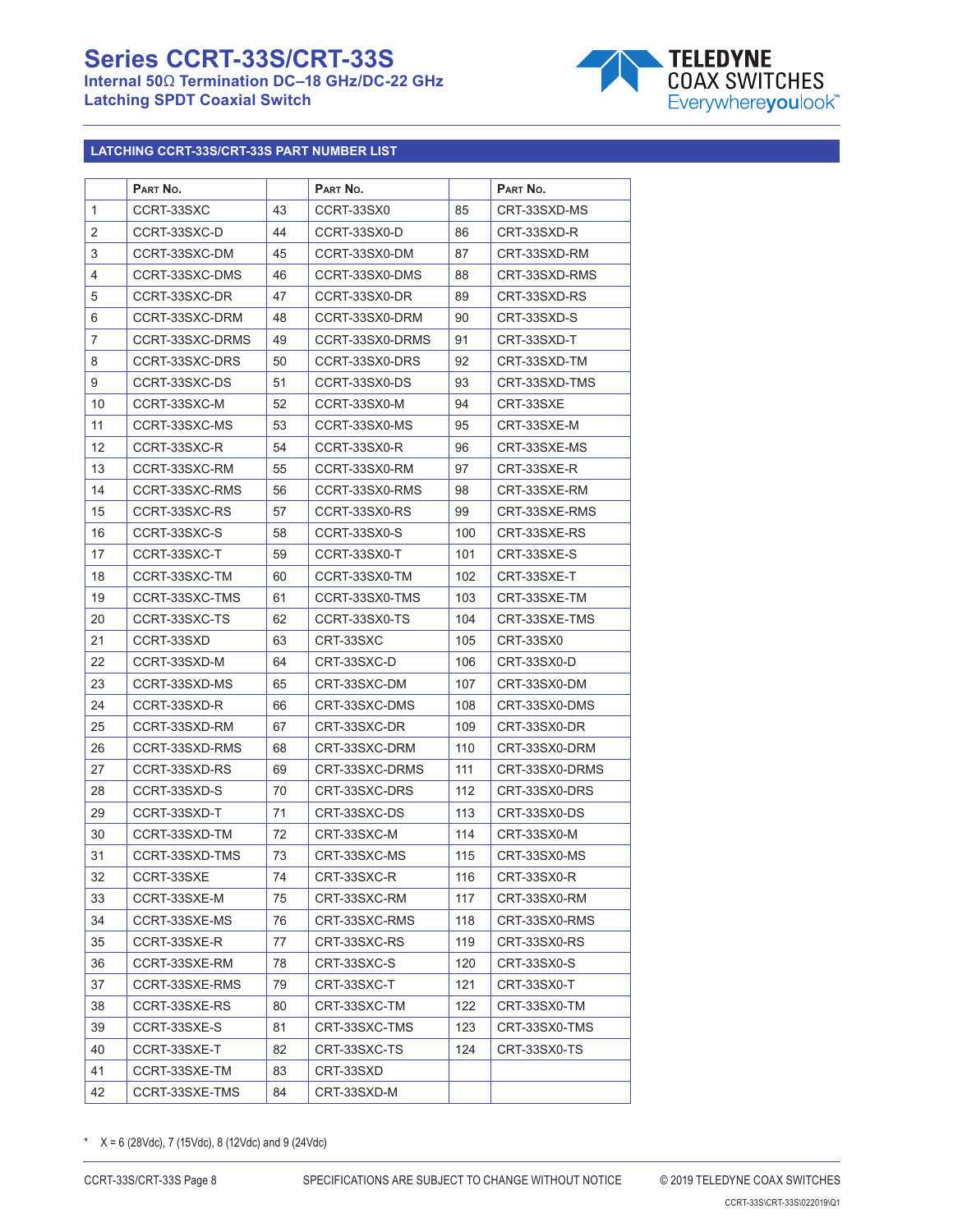# Series CCRT-33S/CRT-33S

**Internal 50Ω Termination DC–18 GHz/DC-22 GHz**
**Latching SPDT Coaxial Switch**

## LATCHING CCRT-33S/CRT-33S PART NUMBER LIST

| | Part No. | | Part No. | | Part No. |
|---|---|---|---|---|---|
| 1 | CCRT-33SXC | 43 | CCRT-33SX0 | 85 | CRT-33SXD-MS |
| 2 | CCRT-33SXC-D | 44 | CCRT-33SX0-D | 86 | CRT-33SXD-R |
| 3 | CCRT-33SXC-DM | 45 | CCRT-33SX0-DM | 87 | CRT-33SXD-RM |
| 4 | CCRT-33SXC-DMS | 46 | CCRT-33SX0-DMS | 88 | CRT-33SXD-RMS |
| 5 | CCRT-33SXC-DR | 47 | CCRT-33SX0-DR | 89 | CRT-33SXD-RS |
| 6 | CCRT-33SXC-DRM | 48 | CCRT-33SX0-DRM | 90 | CRT-33SXD-S |
| 7 | CCRT-33SXC-DRMS | 49 | CCRT-33SX0-DRMS | 91 | CRT-33SXD-T |
| 8 | CCRT-33SXC-DRS | 50 | CCRT-33SX0-DRS | 92 | CRT-33SXD-TM |
| 9 | CCRT-33SXC-DS | 51 | CCRT-33SX0-DS | 93 | CRT-33SXD-TMS |
| 10 | CCRT-33SXC-M | 52 | CCRT-33SX0-M | 94 | CRT-33SXE |
| 11 | CCRT-33SXC-MS | 53 | CCRT-33SX0-MS | 95 | CRT-33SXE-M |
| 12 | CCRT-33SXC-R | 54 | CCRT-33SX0-R | 96 | CRT-33SXE-MS |
| 13 | CCRT-33SXC-RM | 55 | CCRT-33SX0-RM | 97 | CRT-33SXE-R |
| 14 | CCRT-33SXC-RMS | 56 | CCRT-33SX0-RMS | 98 | CRT-33SXE-RM |
| 15 | CCRT-33SXC-RS | 57 | CCRT-33SX0-RS | 99 | CRT-33SXE-RMS |
| 16 | CCRT-33SXC-S | 58 | CCRT-33SX0-S | 100 | CRT-33SXE-RS |
| 17 | CCRT-33SXC-T | 59 | CCRT-33SX0-T | 101 | CRT-33SXE-S |
| 18 | CCRT-33SXC-TM | 60 | CCRT-33SX0-TM | 102 | CRT-33SXE-T |
| 19 | CCRT-33SXC-TMS | 61 | CCRT-33SX0-TMS | 103 | CRT-33SXE-TM |
| 20 | CCRT-33SXC-TS | 62 | CCRT-33SX0-TS | 104 | CRT-33SXE-TMS |
| 21 | CCRT-33SXD | 63 | CRT-33SXC | 105 | CRT-33SX0 |
| 22 | CCRT-33SXD-M | 64 | CRT-33SXC-D | 106 | CRT-33SX0-D |
| 23 | CCRT-33SXD-MS | 65 | CRT-33SXC-DM | 107 | CRT-33SX0-DM |
| 24 | CCRT-33SXD-R | 66 | CRT-33SXC-DMS | 108 | CRT-33SX0-DMS |
| 25 | CCRT-33SXD-RM | 67 | CRT-33SXC-DR | 109 | CRT-33SX0-DR |
| 26 | CCRT-33SXD-RMS | 68 | CRT-33SXC-DRM | 110 | CRT-33SX0-DRM |
| 27 | CCRT-33SXD-RS | 69 | CRT-33SXC-DRMS | 111 | CRT-33SX0-DRMS |
| 28 | CCRT-33SXD-S | 70 | CRT-33SXC-DRS | 112 | CRT-33SX0-DRS |
| 29 | CCRT-33SXD-T | 71 | CRT-33SXC-DS | 113 | CRT-33SX0-DS |
| 30 | CCRT-33SXD-TM | 72 | CRT-33SXC-M | 114 | CRT-33SX0-M |
| 31 | CCRT-33SXD-TMS | 73 | CRT-33SXC-MS | 115 | CRT-33SX0-MS |
| 32 | CCRT-33SXE | 74 | CRT-33SXC-R | 116 | CRT-33SX0-R |
| 33 | CCRT-33SXE-M | 75 | CRT-33SXC-RM | 117 | CRT-33SX0-RM |
| 34 | CCRT-33SXE-MS | 76 | CRT-33SXC-RMS | 118 | CRT-33SX0-RMS |
| 35 | CCRT-33SXE-R | 77 | CRT-33SXC-RS | 119 | CRT-33SX0-RS |
| 36 | CCRT-33SXE-RM | 78 | CRT-33SXC-S | 120 | CRT-33SX0-S |
| 37 | CCRT-33SXE-RMS | 79 | CRT-33SXC-T | 121 | CRT-33SX0-T |
| 38 | CCRT-33SXE-RS | 80 | CRT-33SXC-TM | 122 | CRT-33SX0-TM |
| 39 | CCRT-33SXE-S | 81 | CRT-33SXC-TMS | 123 | CRT-33SX0-TMS |
| 40 | CCRT-33SXE-T | 82 | CRT-33SXC-TS | 124 | CRT-33SX0-TS |
| 41 | CCRT-33SXE-TM | 83 | CRT-33SXD | | |
| 42 | CCRT-33SXE-TMS | 84 | CRT-33SXD-M | | |

\* X = 6 (28Vdc), 7 (15Vdc), 8 (12Vdc) and 9 (24Vdc)

SPECIFICATIONS ARE SUBJECT TO CHANGE WITHOUT NOTICE

© 2019 TELEDYNE COAX SWITCHES

CCRT-33S\CRT-33S\022019\Q1